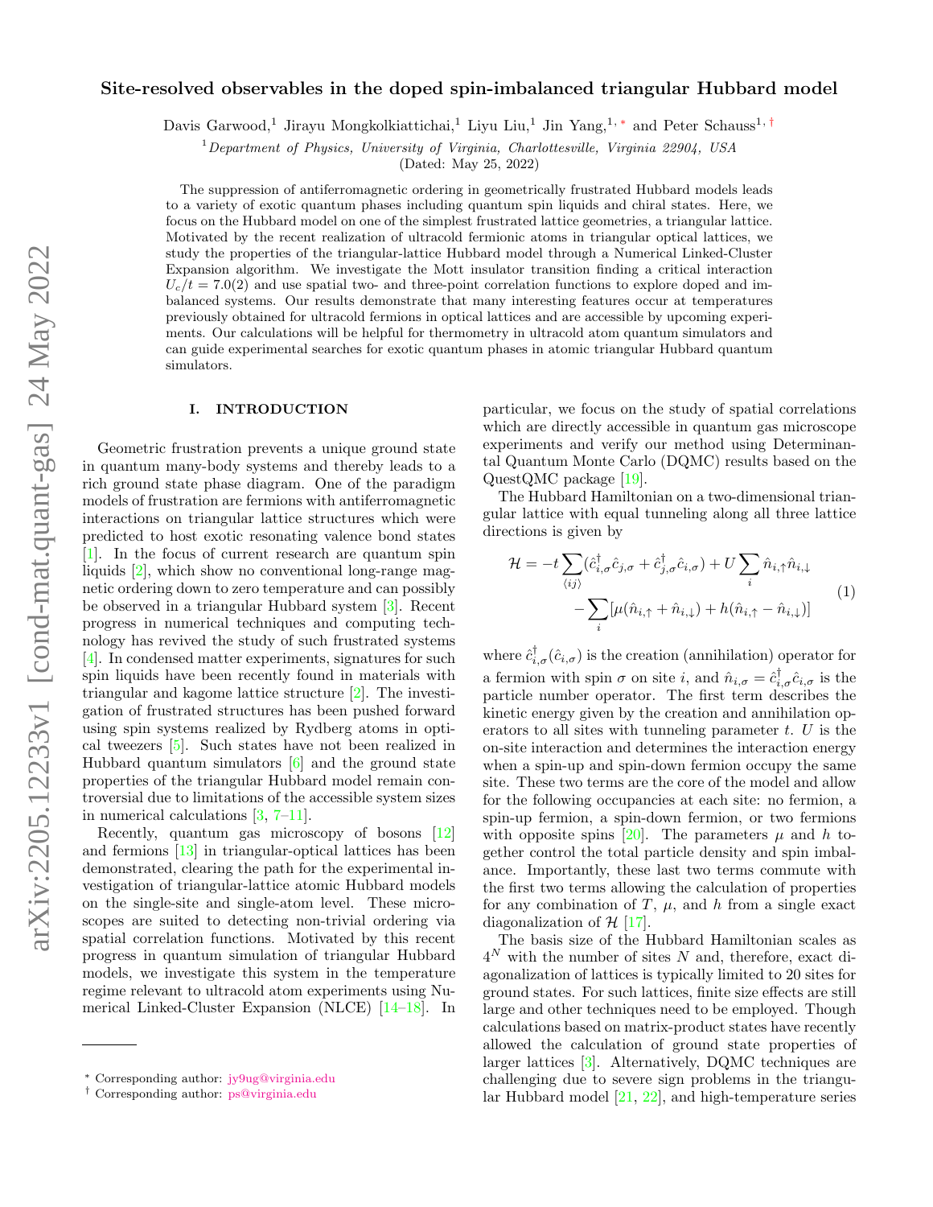# Site-resolved observables in the doped spin-imbalanced triangular Hubbard model

Davis Garwood,[1] Jirayu Mongkolkiattichai,[1] Liyu Liu,[1] Jin Yang,[1,*] and Peter Schauss[1,†]

[1] *Department of Physics, University of Virginia, Charlottesville, Virginia 22904, USA*

(Dated: May 25, 2022)

The suppression of antiferromagnetic ordering in geometrically frustrated Hubbard models leads to a variety of exotic quantum phases including quantum spin liquids and chiral states. Here, we focus on the Hubbard model on one of the simplest frustrated lattice geometries, a triangular lattice. Motivated by the recent realization of ultracold fermionic atoms in triangular optical lattices, we study the properties of the triangular-lattice Hubbard model through a Numerical Linked-Cluster Expansion algorithm. We investigate the Mott insulator transition finding a critical interaction $U_c/t = 7.0(2)$ and use spatial two- and three-point correlation functions to explore doped and imbalanced systems. Our results demonstrate that many interesting features occur at temperatures previously obtained for ultracold fermions in optical lattices and are accessible by upcoming experiments. Our calculations will be helpful for thermometry in ultracold atom quantum simulators and can guide experimental searches for exotic quantum phases in atomic triangular Hubbard quantum simulators.

## I. INTRODUCTION

Geometric frustration prevents a unique ground state in quantum many-body systems and thereby leads to a rich ground state phase diagram. One of the paradigm models of frustration are fermions with antiferromagnetic interactions on triangular lattice structures which were predicted to host exotic resonating valence bond states [1]. In the focus of current research are quantum spin liquids [2], which show no conventional long-range magnetic ordering down to zero temperature and can possibly be observed in a triangular Hubbard system [3]. Recent progress in numerical techniques and computing technology has revived the study of such frustrated systems [4]. In condensed matter experiments, signatures for such spin liquids have been recently found in materials with triangular and kagome lattice structure [2]. The investigation of frustrated structures has been pushed forward using spin systems realized by Rydberg atoms in optical tweezers [5]. Such states have not been realized in Hubbard quantum simulators [6] and the ground state properties of the triangular Hubbard model remain controversial due to limitations of the accessible system sizes in numerical calculations [3, 7–11].

Recently, quantum gas microscopy of bosons [12] and fermions [13] in triangular-optical lattices has been demonstrated, clearing the path for the experimental investigation of triangular-lattice atomic Hubbard models on the single-site and single-atom level. These microscopes are suited to detecting non-trivial ordering via spatial correlation functions. Motivated by this recent progress in quantum simulation of triangular Hubbard models, we investigate this system in the temperature regime relevant to ultracold atom experiments using Numerical Linked-Cluster Expansion (NLCE) [14–18]. In particular, we focus on the study of spatial correlations which are directly accessible in quantum gas microscope experiments and verify our method using Determinantal Quantum Monte Carlo (DQMC) results based on the QuestQMC package [19].

The Hubbard Hamiltonian on a two-dimensional triangular lattice with equal tunneling along all three lattice directions is given by

$$\mathcal{H} = -t\sum_{\langle ij\rangle}(\hat{c}^\dagger_{i,\sigma}\hat{c}_{j,\sigma} + \hat{c}^\dagger_{j,\sigma}\hat{c}_{i,\sigma}) + U\sum_i \hat{n}_{i,\uparrow}\hat{n}_{i,\downarrow} - \sum_i[\mu(\hat{n}_{i,\uparrow}+\hat{n}_{i,\downarrow}) + h(\hat{n}_{i,\uparrow}-\hat{n}_{i,\downarrow})] \tag{1}$$

where $\hat{c}^\dagger_{i,\sigma}(\hat{c}_{i,\sigma})$ is the creation (annihilation) operator for a fermion with spin $\sigma$ on site $i$, and $\hat{n}_{i,\sigma} = \hat{c}^\dagger_{i,\sigma}\hat{c}_{i,\sigma}$ is the particle number operator. The first term describes the kinetic energy given by the creation and annihilation operators to all sites with tunneling parameter $t$. $U$ is the on-site interaction and determines the interaction energy when a spin-up and spin-down fermion occupy the same site. These two terms are the core of the model and allow for the following occupancies at each site: no fermion, a spin-up fermion, a spin-down fermion, or two fermions with opposite spins [20]. The parameters $\mu$ and $h$ together control the total particle density and spin imbalance. Importantly, these last two terms commute with the first two terms allowing the calculation of properties for any combination of $T$, $\mu$, and $h$ from a single exact diagonalization of $\mathcal{H}$ [17].

The basis size of the Hubbard Hamiltonian scales as $4^N$ with the number of sites $N$ and, therefore, exact diagonalization of lattices is typically limited to 20 sites for ground states. For such lattices, finite size effects are still large and other techniques need to be employed. Though calculations based on matrix-product states have recently allowed the calculation of ground state properties of larger lattices [3]. Alternatively, DQMC techniques are challenging due to severe sign problems in the triangular Hubbard model [21, 22], and high-temperature series

* Corresponding author: jy9ug@virginia.edu
† Corresponding author: ps@virginia.edu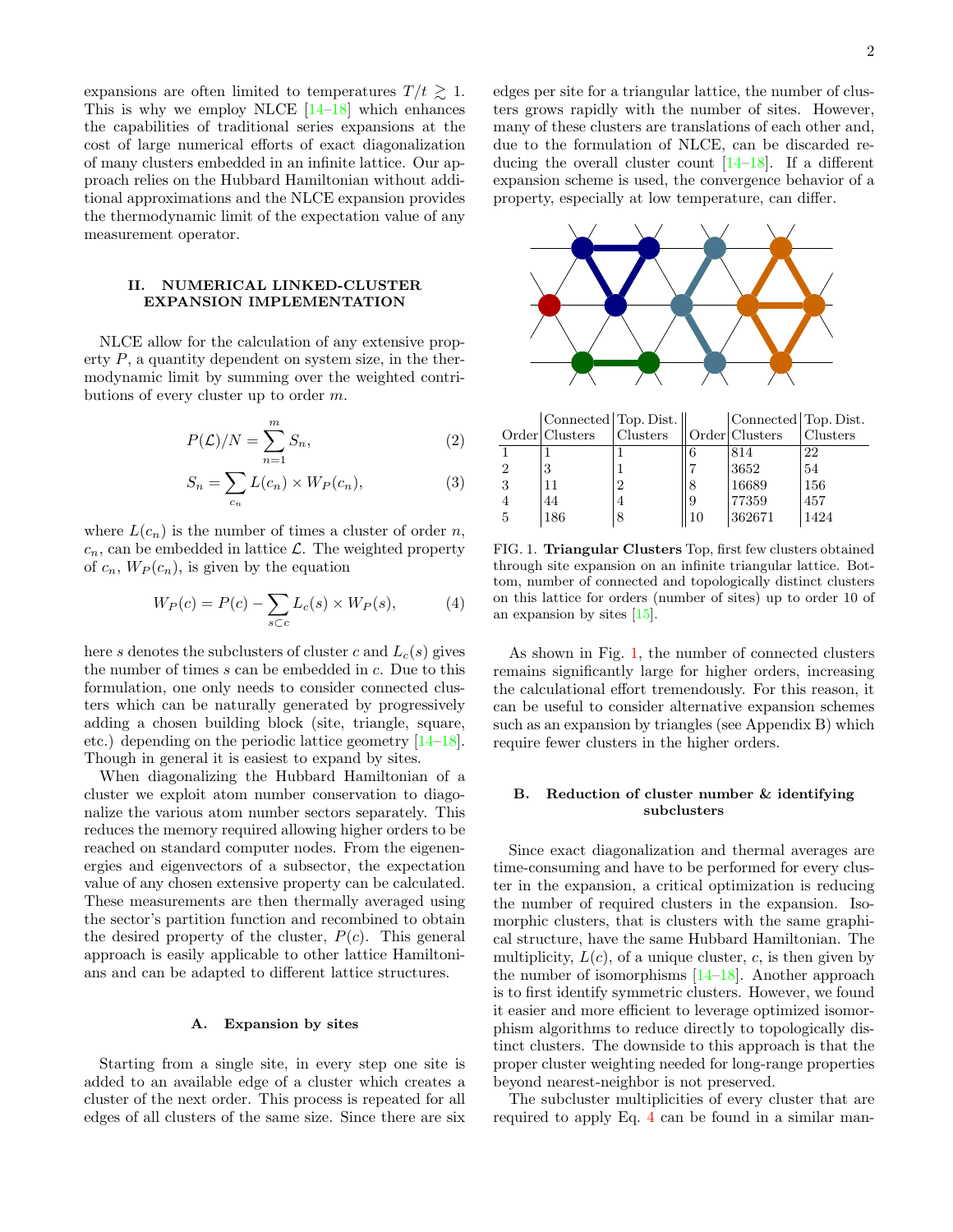expansions are often limited to temperatures $T/t \gtrsim 1$. This is why we employ NLCE [14–18] which enhances the capabilities of traditional series expansions at the cost of large numerical efforts of exact diagonalization of many clusters embedded in an infinite lattice. Our approach relies on the Hubbard Hamiltonian without additional approximations and the NLCE expansion provides the thermodynamic limit of the expectation value of any measurement operator.

## II. NUMERICAL LINKED-CLUSTER EXPANSION IMPLEMENTATION

NLCE allow for the calculation of any extensive property $P$, a quantity dependent on system size, in the thermodynamic limit by summing over the weighted contributions of every cluster up to order $m$.

$$P(\mathcal{L})/N = \sum_{n=1}^{m} S_n, \tag{2}$$

$$S_n = \sum_{c_n} L(c_n) \times W_P(c_n), \tag{3}$$

where $L(c_n)$ is the number of times a cluster of order $n$, $c_n$, can be embedded in lattice $\mathcal{L}$. The weighted property of $c_n$, $W_P(c_n)$, is given by the equation

$$W_P(c) = P(c) - \sum_{s \subset c} L_c(s) \times W_P(s), \tag{4}$$

here $s$ denotes the subclusters of cluster $c$ and $L_c(s)$ gives the number of times $s$ can be embedded in $c$. Due to this formulation, one only needs to consider connected clusters which can be naturally generated by progressively adding a chosen building block (site, triangle, square, etc.) depending on the periodic lattice geometry [14–18]. Though in general it is easiest to expand by sites.

When diagonalizing the Hubbard Hamiltonian of a cluster we exploit atom number conservation to diagonalize the various atom number sectors separately. This reduces the memory required allowing higher orders to be reached on standard computer nodes. From the eigenenergies and eigenvectors of a subsector, the expectation value of any chosen extensive property can be calculated. These measurements are then thermally averaged using the sector's partition function and recombined to obtain the desired property of the cluster, $P(c)$. This general approach is easily applicable to other lattice Hamiltonians and can be adapted to different lattice structures.

### A. Expansion by sites

Starting from a single site, in every step one site is added to an available edge of a cluster which creates a cluster of the next order. This process is repeated for all edges of all clusters of the same size. Since there are six edges per site for a triangular lattice, the number of clusters grows rapidly with the number of sites. However, many of these clusters are translations of each other and, due to the formulation of NLCE, can be discarded reducing the overall cluster count [14–18]. If a different expansion scheme is used, the convergence behavior of a property, especially at low temperature, can differ.

| Order | Connected Clusters | Top. Dist. Clusters | Order | Connected Clusters | Top. Dist. Clusters |
|---|---|---|---|---|---|
| 1 | 1 | 1 | 6 | 814 | 22 |
| 2 | 3 | 1 | 7 | 3652 | 54 |
| 3 | 11 | 2 | 8 | 16689 | 156 |
| 4 | 44 | 4 | 9 | 77359 | 457 |
| 5 | 186 | 8 | 10 | 362671 | 1424 |

FIG. 1. **Triangular Clusters** Top, first few clusters obtained through site expansion on an infinite triangular lattice. Bottom, number of connected and topologically distinct clusters on this lattice for orders (number of sites) up to order 10 of an expansion by sites [15].

As shown in Fig. 1, the number of connected clusters remains significantly large for higher orders, increasing the calculational effort tremendously. For this reason, it can be useful to consider alternative expansion schemes such as an expansion by triangles (see Appendix B) which require fewer clusters in the higher orders.

### B. Reduction of cluster number & identifying subclusters

Since exact diagonalization and thermal averages are time-consuming and have to be performed for every cluster in the expansion, a critical optimization is reducing the number of required clusters in the expansion. Isomorphic clusters, that is clusters with the same graphical structure, have the same Hubbard Hamiltonian. The multiplicity, $L(c)$, of a unique cluster, $c$, is then given by the number of isomorphisms [14–18]. Another approach is to first identify symmetric clusters. However, we found it easier and more efficient to leverage optimized isomorphism algorithms to reduce directly to topologically distinct clusters. The downside to this approach is that the proper cluster weighting needed for long-range properties beyond nearest-neighbor is not preserved.

The subcluster multiplicities of every cluster that are required to apply Eq. 4 can be found in a similar man-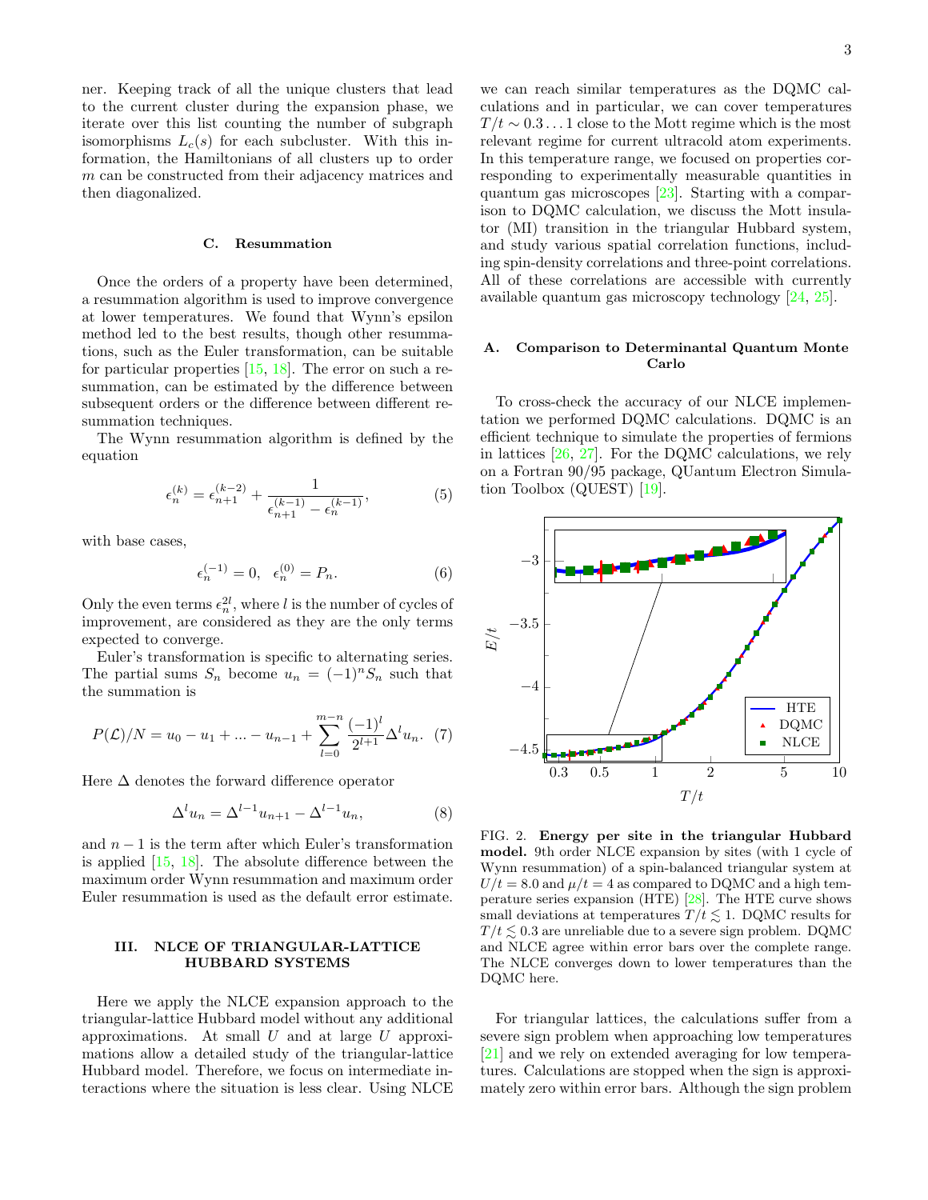ner. Keeping track of all the unique clusters that lead to the current cluster during the expansion phase, we iterate over this list counting the number of subgraph isomorphisms $L_c(s)$ for each subcluster. With this information, the Hamiltonians of all clusters up to order $m$ can be constructed from their adjacency matrices and then diagonalized.

### C. Resummation

Once the orders of a property have been determined, a resummation algorithm is used to improve convergence at lower temperatures. We found that Wynn's epsilon method led to the best results, though other resummations, such as the Euler transformation, can be suitable for particular properties [15, 18]. The error on such a resummation, can be estimated by the difference between subsequent orders or the difference between different resummation techniques.

The Wynn resummation algorithm is defined by the equation

$$\epsilon_n^{(k)} = \epsilon_{n+1}^{(k-2)} + \frac{1}{\epsilon_{n+1}^{(k-1)} - \epsilon_n^{(k-1)}}, \tag{5}$$

with base cases,

$$\epsilon_n^{(-1)} = 0, \quad \epsilon_n^{(0)} = P_n. \tag{6}$$

Only the even terms $\epsilon_n^{2l}$, where $l$ is the number of cycles of improvement, are considered as they are the only terms expected to converge.

Euler's transformation is specific to alternating series. The partial sums $S_n$ become $u_n = (-1)^n S_n$ such that the summation is

$$P(\mathcal{L})/N = u_0 - u_1 + ... - u_{n-1} + \sum_{l=0}^{m-n} \frac{(-1)^l}{2^{l+1}} \Delta^l u_n. \tag{7}$$

Here $\Delta$ denotes the forward difference operator

$$\Delta^l u_n = \Delta^{l-1} u_{n+1} - \Delta^{l-1} u_n, \tag{8}$$

and $n-1$ is the term after which Euler's transformation is applied [15, 18]. The absolute difference between the maximum order Wynn resummation and maximum order Euler resummation is used as the default error estimate.

## III. NLCE OF TRIANGULAR-LATTICE HUBBARD SYSTEMS

Here we apply the NLCE expansion approach to the triangular-lattice Hubbard model without any additional approximations. At small $U$ and at large $U$ approximations allow a detailed study of the triangular-lattice Hubbard model. Therefore, we focus on intermediate interactions where the situation is less clear. Using NLCE we can reach similar temperatures as the DQMC calculations and in particular, we can cover temperatures $T/t \sim 0.3 \ldots 1$ close to the Mott regime which is the most relevant regime for current ultracold atom experiments. In this temperature range, we focused on properties corresponding to experimentally measurable quantities in quantum gas microscopes [23]. Starting with a comparison to DQMC calculation, we discuss the Mott insulator (MI) transition in the triangular Hubbard system, and study various spatial correlation functions, including spin-density correlations and three-point correlations. All of these correlations are accessible with currently available quantum gas microscopy technology [24, 25].

### A. Comparison to Determinantal Quantum Monte Carlo

To cross-check the accuracy of our NLCE implementation we performed DQMC calculations. DQMC is an efficient technique to simulate the properties of fermions in lattices [26, 27]. For the DQMC calculations, we rely on a Fortran 90/95 package, QUantum Electron Simulation Toolbox (QUEST) [19].

FIG. 2. **Energy per site in the triangular Hubbard model.** 9th order NLCE expansion by sites (with 1 cycle of Wynn resummation) of a spin-balanced triangular system at $U/t = 8.0$ and $\mu/t = 4$ as compared to DQMC and a high temperature series expansion (HTE) [28]. The HTE curve shows small deviations at temperatures $T/t \lesssim 1$. DQMC results for $T/t \lesssim 0.3$ are unreliable due to a severe sign problem. DQMC and NLCE agree within error bars over the complete range. The NLCE converges down to lower temperatures than the DQMC here.

For triangular lattices, the calculations suffer from a severe sign problem when approaching low temperatures [21] and we rely on extended averaging for low temperatures. Calculations are stopped when the sign is approximately zero within error bars. Although the sign problem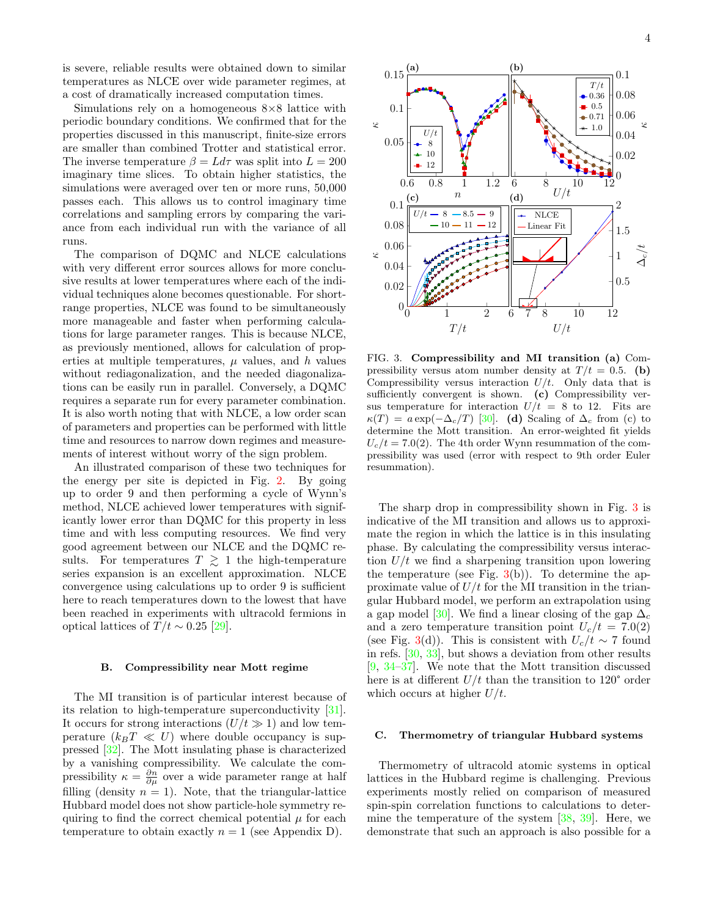is severe, reliable results were obtained down to similar temperatures as NLCE over wide parameter regimes, at a cost of dramatically increased computation times.

Simulations rely on a homogeneous 8×8 lattice with periodic boundary conditions. We confirmed that for the properties discussed in this manuscript, finite-size errors are smaller than combined Trotter and statistical error. The inverse temperature $\beta = Ld\tau$ was split into $L = 200$ imaginary time slices. To obtain higher statistics, the simulations were averaged over ten or more runs, 50,000 passes each. This allows us to control imaginary time correlations and sampling errors by comparing the variance from each individual run with the variance of all runs.

The comparison of DQMC and NLCE calculations with very different error sources allows for more conclusive results at lower temperatures where each of the individual techniques alone becomes questionable. For short-range properties, NLCE was found to be simultaneously more manageable and faster when performing calculations for large parameter ranges. This is because NLCE, as previously mentioned, allows for calculation of properties at multiple temperatures, $\mu$ values, and $h$ values without rediagonalization, and the needed diagonalizations can be easily run in parallel. Conversely, a DQMC requires a separate run for every parameter combination. It is also worth noting that with NLCE, a low order scan of parameters and properties can be performed with little time and resources to narrow down regimes and measurements of interest without worry of the sign problem.

An illustrated comparison of these two techniques for the energy per site is depicted in Fig. 2. By going up to order 9 and then performing a cycle of Wynn's method, NLCE achieved lower temperatures with significantly lower error than DQMC for this property in less time and with less computing resources. We find very good agreement between our NLCE and the DQMC results. For temperatures $T \gtrsim 1$ the high-temperature series expansion is an excellent approximation. NLCE convergence using calculations up to order 9 is sufficient here to reach temperatures down to the lowest that have been reached in experiments with ultracold fermions in optical lattices of $T/t \sim 0.25$ [29].

### B. Compressibility near Mott regime

The MI transition is of particular interest because of its relation to high-temperature superconductivity [31]. It occurs for strong interactions ($U/t \gg 1$) and low temperature ($k_B T \ll U$) where double occupancy is suppressed [32]. The Mott insulating phase is characterized by a vanishing compressibility. We calculate the compressibility $\kappa = \frac{\partial n}{\partial \mu}$ over a wide parameter range at half filling (density $n = 1$). Note, that the triangular-lattice Hubbard model does not show particle-hole symmetry requiring to find the correct chemical potential $\mu$ for each temperature to obtain exactly $n = 1$ (see Appendix D).

FIG. 3. **Compressibility and MI transition (a)** Compressibility versus atom number density at $T/t = 0.5$. **(b)** Compressibility versus interaction $U/t$. Only data that is sufficiently convergent is shown. **(c)** Compressibility versus temperature for interaction $U/t = 8$ to 12. Fits are $\kappa(T) = a\exp(-\Delta_c/T)$ [30]. **(d)** Scaling of $\Delta_c$ from (c) to determine the Mott transition. An error-weighted fit yields $U_c/t = 7.0(2)$. The 4th order Wynn resummation of the compressibility was used (error with respect to 9th order Euler resummation).

The sharp drop in compressibility shown in Fig. 3 is indicative of the MI transition and allows us to approximate the region in which the lattice is in this insulating phase. By calculating the compressibility versus interaction $U/t$ we find a sharpening transition upon lowering the temperature (see Fig. 3(b)). To determine the approximate value of $U/t$ for the MI transition in the triangular Hubbard model, we perform an extrapolation using a gap model [30]. We find a linear closing of the gap $\Delta_c$ and a zero temperature transition point $U_c/t = 7.0(2)$ (see Fig. 3(d)). This is consistent with $U_c/t \sim 7$ found in refs. [30, 33], but shows a deviation from other results [9, 34–37]. We note that the Mott transition discussed here is at different $U/t$ than the transition to 120° order which occurs at higher $U/t$.

### C. Thermometry of triangular Hubbard systems

Thermometry of ultracold atomic systems in optical lattices in the Hubbard regime is challenging. Previous experiments mostly relied on comparison of measured spin-spin correlation functions to calculations to determine the temperature of the system [38, 39]. Here, we demonstrate that such an approach is also possible for a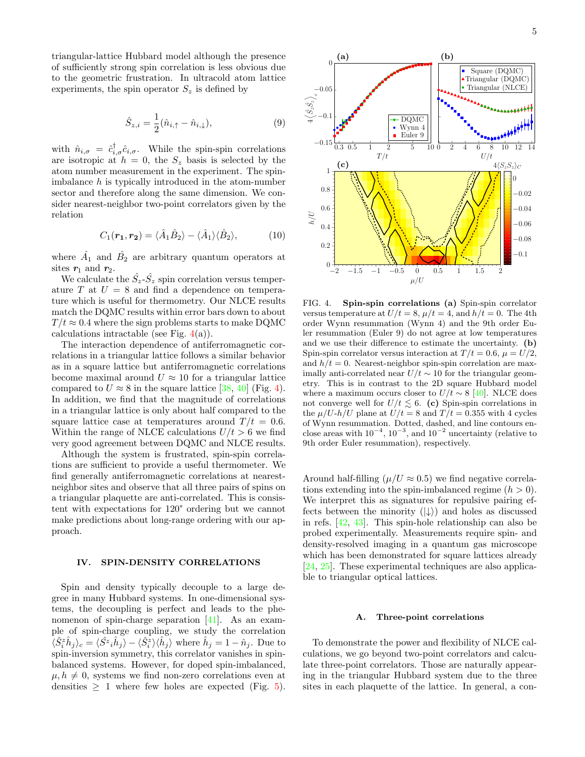triangular-lattice Hubbard model although the presence of sufficiently strong spin correlation is less obvious due to the geometric frustration. In ultracold atom lattice experiments, the spin operator $S_z$ is defined by

$$\hat{S}_{z,i} = \frac{1}{2}(\hat{n}_{i,\uparrow} - \hat{n}_{i,\downarrow}), \tag{9}$$

with $\hat{n}_{i,\sigma} = \hat{c}^{\dagger}_{i,\sigma}\hat{c}_{i,\sigma}$. While the spin-spin correlations are isotropic at $h = 0$, the $S_z$ basis is selected by the atom number measurement in the experiment. The spin-imbalance $h$ is typically introduced in the atom-number sector and therefore along the same dimension. We consider nearest-neighbor two-point correlators given by the relation

$$C_1(\boldsymbol{r_1}, \boldsymbol{r_2}) = \langle \hat{A}_1 \hat{B}_2 \rangle - \langle \hat{A}_1 \rangle \langle \hat{B}_2 \rangle, \tag{10}$$

where $\hat{A}_1$ and $\hat{B}_2$ are arbitrary quantum operators at sites $\boldsymbol{r}_1$ and $\boldsymbol{r}_2$.

We calculate the $\hat{S}_z$-$\hat{S}_z$ spin correlation versus temperature $T$ at $U = 8$ and find a dependence on temperature which is useful for thermometry. Our NLCE results match the DQMC results within error bars down to about $T/t \approx 0.4$ where the sign problems starts to make DQMC calculations intractable (see Fig. 4(a)).

The interaction dependence of antiferromagnetic correlations in a triangular lattice follows a similar behavior as in a square lattice but antiferromagnetic correlations become maximal around $U \approx 10$ for a triangular lattice compared to $U \approx 8$ in the square lattice [38, 40] (Fig. 4). In addition, we find that the magnitude of correlations in a triangular lattice is only about half compared to the square lattice case at temperatures around $T/t = 0.6$. Within the range of NLCE calculations $U/t > 6$ we find very good agreement between DQMC and NLCE results.

Although the system is frustrated, spin-spin correlations are sufficient to provide a useful thermometer. We find generally antiferromagnetic correlations at nearest-neighbor sites and observe that all three pairs of spins on a triangular plaquette are anti-correlated. This is consistent with expectations for 120° ordering but we cannot make predictions about long-range ordering with our approach.

FIG. 4. **Spin-spin correlations (a)** Spin-spin correlator versus temperature at $U/t = 8$, $\mu/t = 4$, and $h/t = 0$. The 4th order Wynn resummation (Wynn 4) and the 9th order Euler resummation (Euler 9) do not agree at low temperatures and we use their difference to estimate the uncertainty. **(b)** Spin-spin correlator versus interaction at $T/t = 0.6$, $\mu = U/2$, and $h/t = 0$. Nearest-neighbor spin-spin correlation are maximally anti-correlated near $U/t \sim 10$ for the triangular geometry. This is in contrast to the 2D square Hubbard model where a maximum occurs closer to $U/t \sim 8$ [40]. NLCE does not converge well for $U/t \lesssim 6$. **(c)** Spin-spin correlations in the $\mu/U$-$h/U$ plane at $U/t = 8$ and $T/t = 0.355$ with 4 cycles of Wynn resummation. Dotted, dashed, and line contours enclose areas with $10^{-4}$, $10^{-3}$, and $10^{-2}$ uncertainty (relative to 9th order Euler resummation), respectively.

## IV. SPIN-DENSITY CORRELATIONS

Spin and density typically decouple to a large degree in many Hubbard systems. In one-dimensional systems, the decoupling is perfect and leads to the phenomenon of spin-charge separation [41]. As an example of spin-charge coupling, we study the correlation $\langle \hat{S}^z_i \hat{h}_j \rangle_c = \langle \hat{S^z}_i \hat{h}_j \rangle - \langle \hat{S}^z_i \rangle \langle \hat{h}_j \rangle$ where $\hat{h}_j = 1 - \hat{n}_j$. Due to spin-inversion symmetry, this correlator vanishes in spin-balanced systems. However, for doped spin-imbalanced, $\mu, h \neq 0$, systems we find non-zero correlations even at densities $\geq 1$ where few holes are expected (Fig. 5). Around half-filling ($\mu/U \approx 0.5$) we find negative correlations extending into the spin-imbalanced regime ($h > 0$). We interpret this as signatures for repulsive pairing effects between the minority ($|\downarrow\rangle$) and holes as discussed in refs. [42, 43]. This spin-hole relationship can also be probed experimentally. Measurements require spin- and density-resolved imaging in a quantum gas microscope which has been demonstrated for square lattices already [24, 25]. These experimental techniques are also applicable to triangular optical lattices.

### A. Three-point correlations

To demonstrate the power and flexibility of NLCE calculations, we go beyond two-point correlators and calculate three-point correlators. Those are naturally appearing in the triangular Hubbard system due to the three sites in each plaquette of the lattice. In general, a con-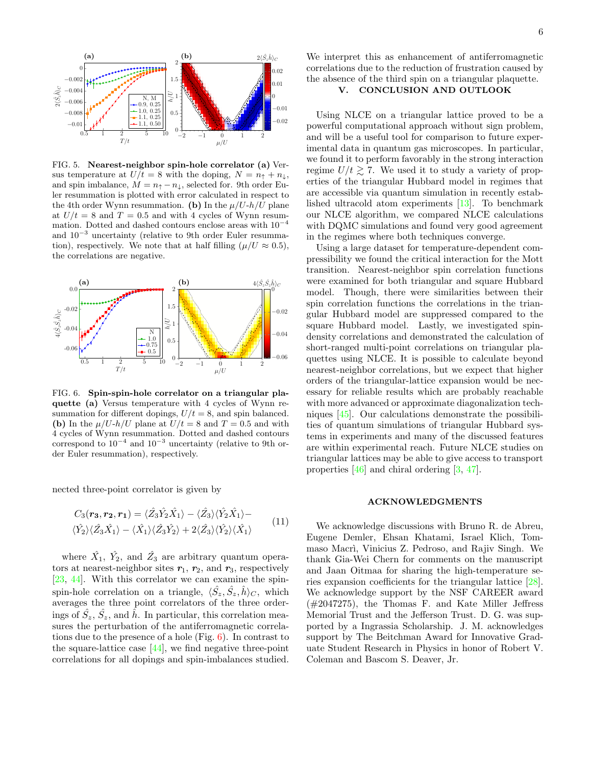FIG. 5. **Nearest-neighbor spin-hole correlator (a)** Versus temperature at $U/t = 8$ with the doping, $N = n_\uparrow + n_\downarrow$, and spin imbalance, $M = n_\uparrow - n_\downarrow$, selected for. 9th order Euler resummation is plotted with error calculated in respect to the 4th order Wynn resummation. **(b)** In the $\mu/U$-$h/U$ plane at $U/t = 8$ and $T = 0.5$ and with 4 cycles of Wynn resummation. Dotted and dashed contours enclose areas with $10^{-4}$ and $10^{-3}$ uncertainty (relative to 9th order Euler resummation), respectively. We note that at half filling ($\mu/U \approx 0.5$), the correlations are negative.

FIG. 6. **Spin-spin-hole correlator on a triangular plaquette (a)** Versus temperature with 4 cycles of Wynn resummation for different dopings, $U/t = 8$, and spin balanced. **(b)** In the $\mu/U$-$h/U$ plane at $U/t = 8$ and $T = 0.5$ and with 4 cycles of Wynn resummation. Dotted and dashed contours correspond to $10^{-4}$ and $10^{-3}$ uncertainty (relative to 9th order Euler resummation), respectively.

nected three-point correlator is given by

$$C_3(\boldsymbol{r_3}, \boldsymbol{r_2}, \boldsymbol{r_1}) = \langle \hat{Z}_3 \hat{Y}_2 \hat{X}_1 \rangle - \langle \hat{Z}_3 \rangle \langle \hat{Y}_2 \hat{X}_1 \rangle - \langle \hat{Y}_2 \rangle \langle \hat{Z}_3 \hat{X}_1 \rangle - \langle \hat{X}_1 \rangle \langle \hat{Z}_3 \hat{Y}_2 \rangle + 2 \langle \hat{Z}_3 \rangle \langle \hat{Y}_2 \rangle \langle \hat{X}_1 \rangle \tag{11}$$

where $\hat{X}_1$, $\hat{Y}_2$, and $\hat{Z}_3$ are arbitrary quantum operators at nearest-neighbor sites $\boldsymbol{r}_1$, $\boldsymbol{r}_2$, and $\boldsymbol{r}_3$, respectively [23, 44]. With this correlator we can examine the spin-spin-hole correlation on a triangle, $\langle \hat{S}_z, \hat{S}_z, \hat{h} \rangle_C$, which averages the three point correlators of the three orderings of $\hat{S}_z$, $\hat{S}_z$, and $\hat{h}$. In particular, this correlation measures the perturbation of the antiferromagnetic correlations due to the presence of a hole (Fig. 6). In contrast to the square-lattice case [44], we find negative three-point correlations for all dopings and spin-imbalances studied. We interpret this as enhancement of antiferromagnetic correlations due to the reduction of frustration caused by the absence of the third spin on a triangular plaquette.

## V. CONCLUSION AND OUTLOOK

Using NLCE on a triangular lattice proved to be a powerful computational approach without sign problem, and will be a useful tool for comparison to future experimental data in quantum gas microscopes. In particular, we found it to perform favorably in the strong interaction regime $U/t \gtrsim 7$. We used it to study a variety of properties of the triangular Hubbard model in regimes that are accessible via quantum simulation in recently established ultracold atom experiments [13]. To benchmark our NLCE algorithm, we compared NLCE calculations with DQMC simulations and found very good agreement in the regimes where both techniques converge.

Using a large dataset for temperature-dependent compressibility we found the critical interaction for the Mott transition. Nearest-neighbor spin correlation functions were examined for both triangular and square Hubbard model. Though, there were similarities between their spin correlation functions the correlations in the triangular Hubbard model are suppressed compared to the square Hubbard model. Lastly, we investigated spin-density correlations and demonstrated the calculation of short-ranged multi-point correlations on triangular plaquettes using NLCE. It is possible to calculate beyond nearest-neighbor correlations, but we expect that higher orders of the triangular-lattice expansion would be necessary for reliable results which are probably reachable with more advanced or approximate diagonalization techniques [45]. Our calculations demonstrate the possibilities of quantum simulations of triangular Hubbard systems in experiments and many of the discussed features are within experimental reach. Future NLCE studies on triangular lattices may be able to give access to transport properties [46] and chiral ordering [3, 47].

## ACKNOWLEDGMENTS

We acknowledge discussions with Bruno R. de Abreu, Eugene Demler, Ehsan Khatami, Israel Klich, Tommaso Macrì, Vinicius Z. Pedroso, and Rajiv Singh. We thank Gia-Wei Chern for comments on the manuscript and Jaan Oitmaa for sharing the high-temperature series expansion coefficients for the triangular lattice [28]. We acknowledge support by the NSF CAREER award (#2047275), the Thomas F. and Kate Miller Jeffress Memorial Trust and the Jefferson Trust. D. G. was supported by a Ingrassia Scholarship. J. M. acknowledges support by The Beitchman Award for Innovative Graduate Student Research in honor of Robert V. Coleman and Bascom S. Deaver, Jr.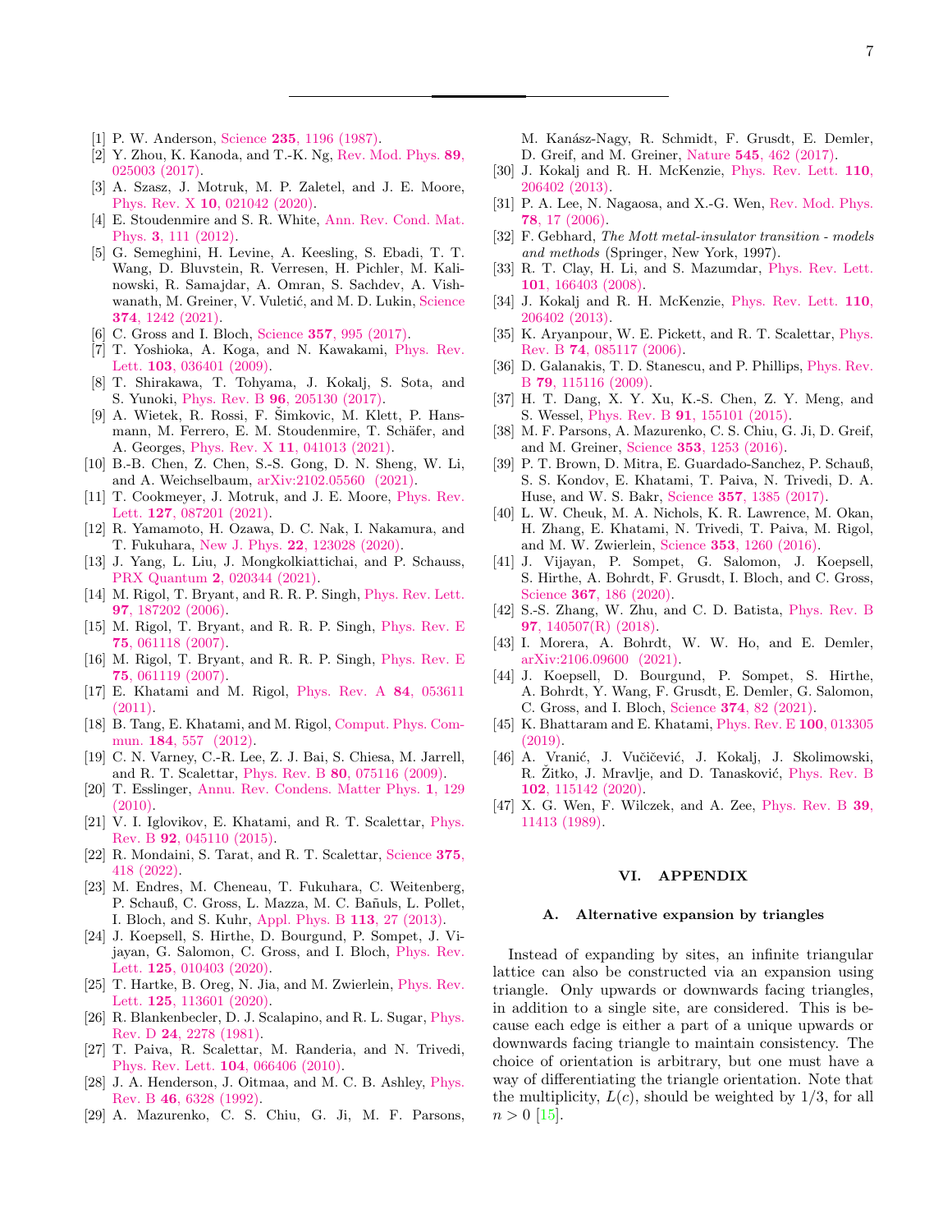[1] P. W. Anderson, Science **235**, 1196 (1987).

[2] Y. Zhou, K. Kanoda, and T.-K. Ng, Rev. Mod. Phys. **89**, 025003 (2017).

[3] A. Szasz, J. Motruk, M. P. Zaletel, and J. E. Moore, Phys. Rev. X **10**, 021042 (2020).

[4] E. Stoudenmire and S. R. White, Ann. Rev. Cond. Mat. Phys. **3**, 111 (2012).

[5] G. Semeghini, H. Levine, A. Keesling, S. Ebadi, T. T. Wang, D. Bluvstein, R. Verresen, H. Pichler, M. Kalinowski, R. Samajdar, A. Omran, S. Sachdev, A. Vishwanath, M. Greiner, V. Vuletić, and M. D. Lukin, Science **374**, 1242 (2021).

[6] C. Gross and I. Bloch, Science **357**, 995 (2017).

[7] T. Yoshioka, A. Koga, and N. Kawakami, Phys. Rev. Lett. **103**, 036401 (2009).

[8] T. Shirakawa, T. Tohyama, J. Kokalj, S. Sota, and S. Yunoki, Phys. Rev. B **96**, 205130 (2017).

[9] A. Wietek, R. Rossi, F. Šimkovic, M. Klett, P. Hansmann, M. Ferrero, E. M. Stoudenmire, T. Schäfer, and A. Georges, Phys. Rev. X **11**, 041013 (2021).

[10] B.-B. Chen, Z. Chen, S.-S. Gong, D. N. Sheng, W. Li, and A. Weichselbaum, arXiv:2102.05560 (2021).

[11] T. Cookmeyer, J. Motruk, and J. E. Moore, Phys. Rev. Lett. **127**, 087201 (2021).

[12] R. Yamamoto, H. Ozawa, D. C. Nak, I. Nakamura, and T. Fukuhara, New J. Phys. **22**, 123028 (2020).

[13] J. Yang, L. Liu, J. Mongkolkiattichai, and P. Schauss, PRX Quantum **2**, 020344 (2021).

[14] M. Rigol, T. Bryant, and R. R. P. Singh, Phys. Rev. Lett. **97**, 187202 (2006).

[15] M. Rigol, T. Bryant, and R. R. P. Singh, Phys. Rev. E **75**, 061118 (2007).

[16] M. Rigol, T. Bryant, and R. R. P. Singh, Phys. Rev. E **75**, 061119 (2007).

[17] E. Khatami and M. Rigol, Phys. Rev. A **84**, 053611 (2011).

[18] B. Tang, E. Khatami, and M. Rigol, Comput. Phys. Commun. **184**, 557 (2012).

[19] C. N. Varney, C.-R. Lee, Z. J. Bai, S. Chiesa, M. Jarrell, and R. T. Scalettar, Phys. Rev. B **80**, 075116 (2009).

[20] T. Esslinger, Annu. Rev. Condens. Matter Phys. **1**, 129 (2010).

[21] V. I. Iglovikov, E. Khatami, and R. T. Scalettar, Phys. Rev. B **92**, 045110 (2015).

[22] R. Mondaini, S. Tarat, and R. T. Scalettar, Science **375**, 418 (2022).

[23] M. Endres, M. Cheneau, T. Fukuhara, C. Weitenberg, P. Schauß, C. Gross, L. Mazza, M. C. Bañuls, L. Pollet, I. Bloch, and S. Kuhr, Appl. Phys. B **113**, 27 (2013).

[24] J. Koepsell, S. Hirthe, D. Bourgund, P. Sompet, J. Vijayan, G. Salomon, C. Gross, and I. Bloch, Phys. Rev. Lett. **125**, 010403 (2020).

[25] T. Hartke, B. Oreg, N. Jia, and M. Zwierlein, Phys. Rev. Lett. **125**, 113601 (2020).

[26] R. Blankenbecler, D. J. Scalapino, and R. L. Sugar, Phys. Rev. D **24**, 2278 (1981).

[27] T. Paiva, R. Scalettar, M. Randeria, and N. Trivedi, Phys. Rev. Lett. **104**, 066406 (2010).

[28] J. A. Henderson, J. Oitmaa, and M. C. B. Ashley, Phys. Rev. B **46**, 6328 (1992).

[29] A. Mazurenko, C. S. Chiu, G. Ji, M. F. Parsons, M. Kanász-Nagy, R. Schmidt, F. Grusdt, E. Demler, D. Greif, and M. Greiner, Nature **545**, 462 (2017).

[30] J. Kokalj and R. H. McKenzie, Phys. Rev. Lett. **110**, 206402 (2013).

[31] P. A. Lee, N. Nagaosa, and X.-G. Wen, Rev. Mod. Phys. **78**, 17 (2006).

[32] F. Gebhard, *The Mott metal-insulator transition - models and methods* (Springer, New York, 1997).

[33] R. T. Clay, H. Li, and S. Mazumdar, Phys. Rev. Lett. **101**, 166403 (2008).

[34] J. Kokalj and R. H. McKenzie, Phys. Rev. Lett. **110**, 206402 (2013).

[35] K. Aryanpour, W. E. Pickett, and R. T. Scalettar, Phys. Rev. B **74**, 085117 (2006).

[36] D. Galanakis, T. D. Stanescu, and P. Phillips, Phys. Rev. B **79**, 115116 (2009).

[37] H. T. Dang, X. Y. Xu, K.-S. Chen, Z. Y. Meng, and S. Wessel, Phys. Rev. B **91**, 155101 (2015).

[38] M. F. Parsons, A. Mazurenko, C. S. Chiu, G. Ji, D. Greif, and M. Greiner, Science **353**, 1253 (2016).

[39] P. T. Brown, D. Mitra, E. Guardado-Sanchez, P. Schauß, S. S. Kondov, E. Khatami, T. Paiva, N. Trivedi, D. A. Huse, and W. S. Bakr, Science **357**, 1385 (2017).

[40] L. W. Cheuk, M. A. Nichols, K. R. Lawrence, M. Okan, H. Zhang, E. Khatami, N. Trivedi, T. Paiva, M. Rigol, and M. W. Zwierlein, Science **353**, 1260 (2016).

[41] J. Vijayan, P. Sompet, G. Salomon, J. Koepsell, S. Hirthe, A. Bohrdt, F. Grusdt, I. Bloch, and C. Gross, Science **367**, 186 (2020).

[42] S.-S. Zhang, W. Zhu, and C. D. Batista, Phys. Rev. B **97**, 140507(R) (2018).

[43] I. Morera, A. Bohrdt, W. W. Ho, and E. Demler, arXiv:2106.09600 (2021).

[44] J. Koepsell, D. Bourgund, P. Sompet, S. Hirthe, A. Bohrdt, Y. Wang, F. Grusdt, E. Demler, G. Salomon, C. Gross, and I. Bloch, Science **374**, 82 (2021).

[45] K. Bhattaram and E. Khatami, Phys. Rev. E **100**, 013305 (2019).

[46] A. Vranić, J. Vučičević, J. Kokalj, J. Skolimowski, R. Žitko, J. Mravlje, and D. Tanasković, Phys. Rev. B **102**, 115142 (2020).

[47] X. G. Wen, F. Wilczek, and A. Zee, Phys. Rev. B **39**, 11413 (1989).

## VI. APPENDIX

### A. Alternative expansion by triangles

Instead of expanding by sites, an infinite triangular lattice can also be constructed via an expansion using triangle. Only upwards or downwards facing triangles, in addition to a single site, are considered. This is because each edge is either a part of a unique upwards or downwards facing triangle to maintain consistency. The choice of orientation is arbitrary, but one must have a way of differentiating the triangle orientation. Note that the multiplicity, $L(c)$, should be weighted by 1/3, for all $n > 0$ [15].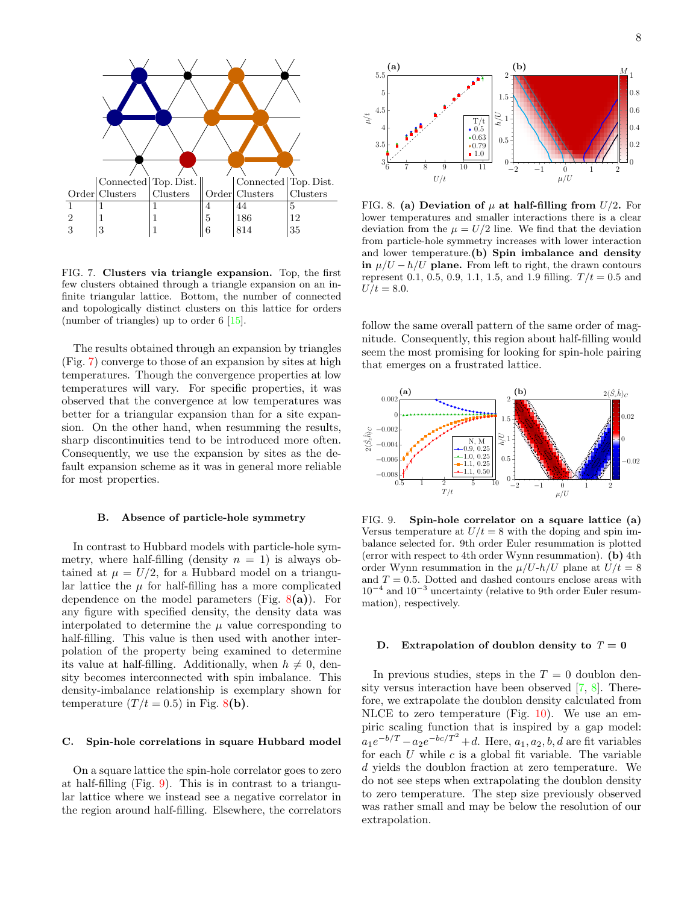| Order | Connected Clusters | Top. Dist. Clusters | Order | Connected Clusters | Top. Dist. Clusters |
|---|---|---|---|---|---|
| 1 | 1 | 1 | 4 | 44 | 5 |
| 2 | 1 | 1 | 5 | 186 | 12 |
| 3 | 3 | 1 | 6 | 814 | 35 |

FIG. 7. **Clusters via triangle expansion.** Top, the first few clusters obtained through a triangle expansion on an infinite triangular lattice. Bottom, the number of connected and topologically distinct clusters on this lattice for orders (number of triangles) up to order 6 [15].

The results obtained through an expansion by triangles (Fig. 7) converge to those of an expansion by sites at high temperatures. Though the convergence properties at low temperatures will vary. For specific properties, it was observed that the convergence at low temperatures was better for a triangular expansion than for a site expansion. On the other hand, when resumming the results, sharp discontinuities tend to be introduced more often. Consequently, we use the expansion by sites as the default expansion scheme as it was in general more reliable for most properties.

### B. Absence of particle-hole symmetry

In contrast to Hubbard models with particle-hole symmetry, where half-filling (density $n = 1$) is always obtained at $\mu = U/2$, for a Hubbard model on a triangular lattice the $\mu$ for half-filling has a more complicated dependence on the model parameters (Fig. 8**(a)**). For any figure with specified density, the density data was interpolated to determine the $\mu$ value corresponding to half-filling. This value is then used with another interpolation of the property being examined to determine its value at half-filling. Additionally, when $h \neq 0$, density becomes interconnected with spin imbalance. This density-imbalance relationship is exemplary shown for temperature ($T/t = 0.5$) in Fig. 8**(b)**.

### C. Spin-hole correlations in square Hubbard model

On a square lattice the spin-hole correlator goes to zero at half-filling (Fig. 9). This is in contrast to a triangular lattice where we instead see a negative correlator in the region around half-filling. Elsewhere, the correlators follow the same overall pattern of the same order of magnitude. Consequently, this region about half-filling would seem the most promising for looking for spin-hole pairing that emerges on a frustrated lattice.

FIG. 8. **(a) Deviation of $\mu$ at half-filling from $U/2$.** For lower temperatures and smaller interactions there is a clear deviation from the $\mu = U/2$ line. We find that the deviation from particle-hole symmetry increases with lower interaction and lower temperature. **(b) Spin imbalance and density in $\mu/U - h/U$ plane.** From left to right, the drawn contours represent 0.1, 0.5, 0.9, 1.1, 1.5, and 1.9 filling. $T/t = 0.5$ and $U/t = 8.0$.

FIG. 9. **Spin-hole correlator on a square lattice (a)** Versus temperature at $U/t = 8$ with the doping and spin imbalance selected for. 9th order Euler resummation is plotted (error with respect to 4th order Wynn resummation). **(b)** 4th order Wynn resummation in the $\mu/U$-$h/U$ plane at $U/t = 8$ and $T = 0.5$. Dotted and dashed contours enclose areas with $10^{-4}$ and $10^{-3}$ uncertainty (relative to 9th order Euler resummation), respectively.

### D. Extrapolation of doublon density to $T = 0$

In previous studies, steps in the $T = 0$ doublon density versus interaction have been observed [7, 8]. Therefore, we extrapolate the doublon density calculated from NLCE to zero temperature (Fig. 10). We use an empiric scaling function that is inspired by a gap model: $a_1 e^{-b/T} - a_2 e^{-bc/T^2} + d$. Here, $a_1, a_2, b, d$ are fit variables for each $U$ while $c$ is a global fit variable. The variable $d$ yields the doublon fraction at zero temperature. We do not see steps when extrapolating the doublon density to zero temperature. The step size previously observed was rather small and may be below the resolution of our extrapolation.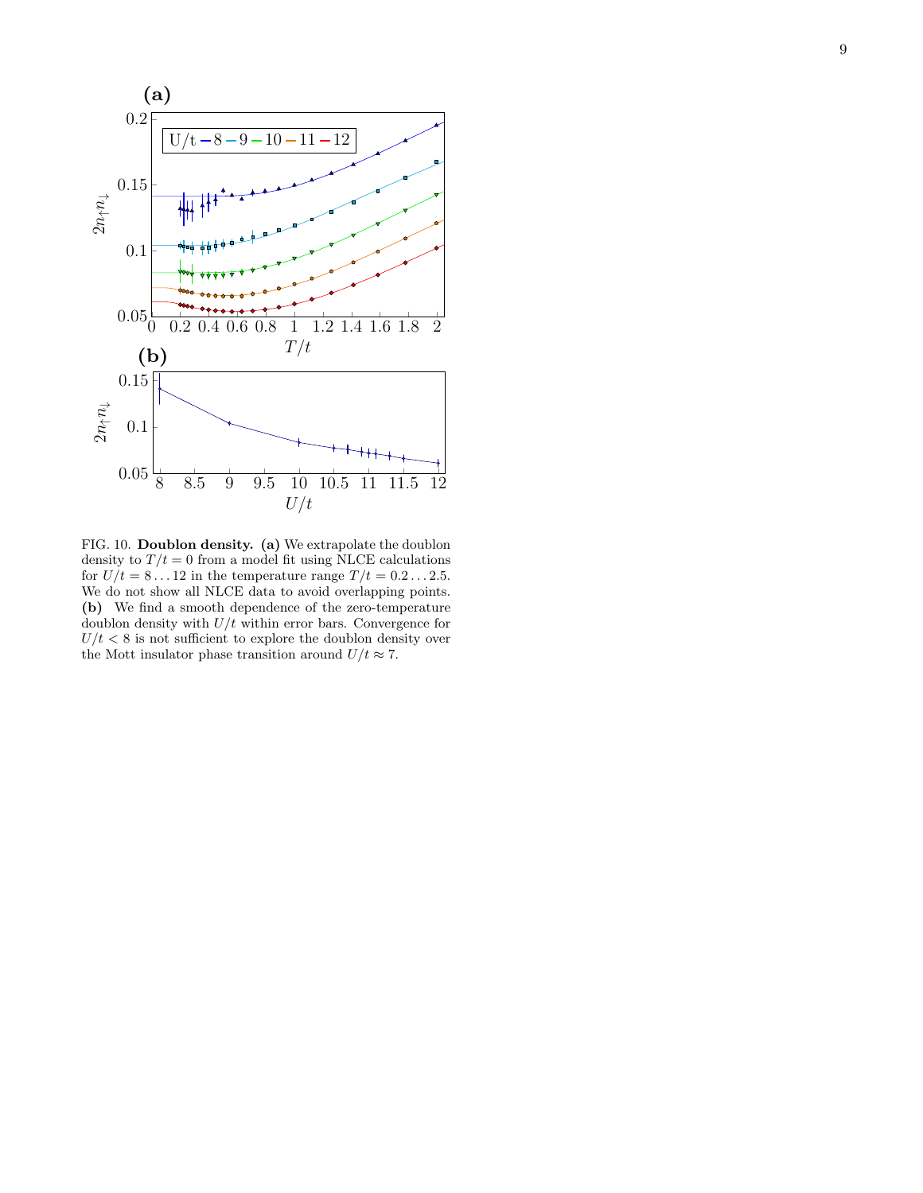(a)

U/t — 8 — 9 — 10 — 11 — 12

$2n_\uparrow n_\downarrow$

0.2

0.15

0.1

0.05

0 0.2 0.4 0.6 0.8 1 1.2 1.4 1.6 1.8 2

$T/t$

(b)

$2n_\uparrow n_\downarrow$

0.15

0.1

0.05

8 8.5 9 9.5 10 10.5 11 11.5 12

$U/t$

FIG. 10. **Doublon density.** **(a)** We extrapolate the doublon density to $T/t = 0$ from a model fit using NLCE calculations for $U/t = 8 \ldots 12$ in the temperature range $T/t = 0.2 \ldots 2.5$. We do not show all NLCE data to avoid overlapping points. **(b)** We find a smooth dependence of the zero-temperature doublon density with $U/t$ within error bars. Convergence for $U/t < 8$ is not sufficient to explore the doublon density over the Mott insulator phase transition around $U/t \approx 7$.